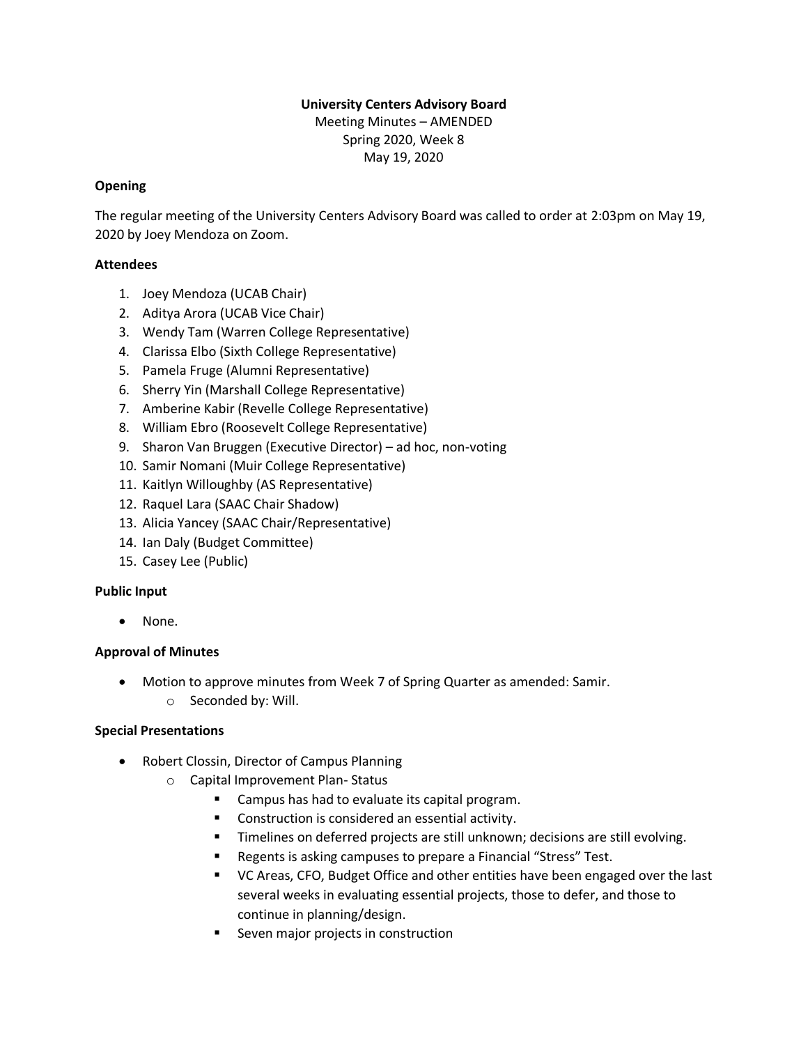# University Centers Advisory Board

Meeting Minutes – AMENDED
Spring 2020, Week 8
May 19, 2020

### Opening

The regular meeting of the University Centers Advisory Board was called to order at 2:03pm on May 19, 2020 by Joey Mendoza on Zoom.

### Attendees

1. Joey Mendoza (UCAB Chair)
2. Aditya Arora (UCAB Vice Chair)
3. Wendy Tam (Warren College Representative)
4. Clarissa Elbo (Sixth College Representative)
5. Pamela Fruge (Alumni Representative)
6. Sherry Yin (Marshall College Representative)
7. Amberine Kabir (Revelle College Representative)
8. William Ebro (Roosevelt College Representative)
9. Sharon Van Bruggen (Executive Director) – ad hoc, non-voting
10. Samir Nomani (Muir College Representative)
11. Kaitlyn Willoughby (AS Representative)
12. Raquel Lara (SAAC Chair Shadow)
13. Alicia Yancey (SAAC Chair/Representative)
14. Ian Daly (Budget Committee)
15. Casey Lee (Public)

### Public Input

- None.

### Approval of Minutes

- Motion to approve minutes from Week 7 of Spring Quarter as amended: Samir.
    - Seconded by: Will.

### Special Presentations

- Robert Clossin, Director of Campus Planning
    - Capital Improvement Plan- Status
        - Campus has had to evaluate its capital program.
        - Construction is considered an essential activity.
        - Timelines on deferred projects are still unknown; decisions are still evolving.
        - Regents is asking campuses to prepare a Financial "Stress" Test.
        - VC Areas, CFO, Budget Office and other entities have been engaged over the last several weeks in evaluating essential projects, those to defer, and those to continue in planning/design.
        - Seven major projects in construction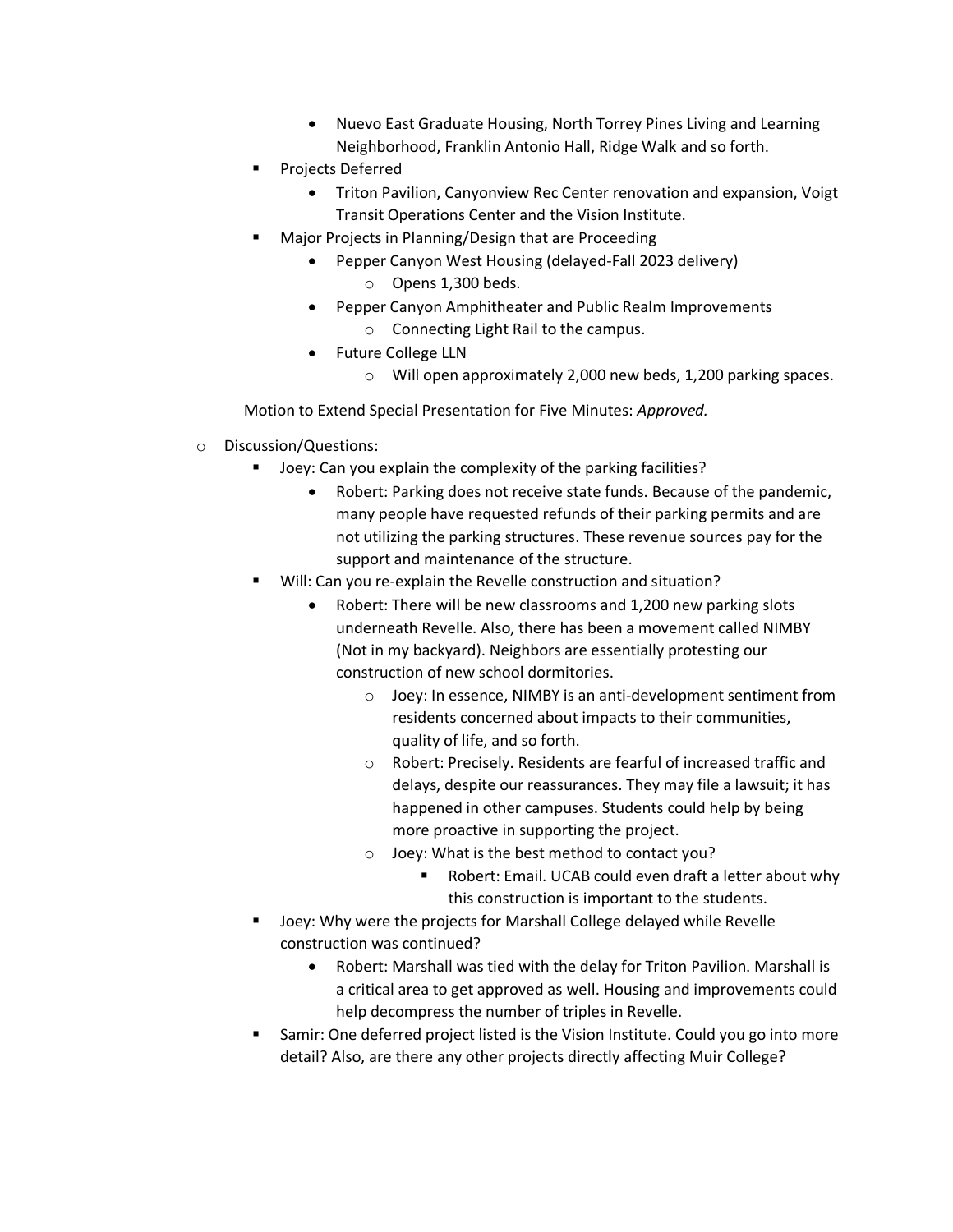- Nuevo East Graduate Housing, North Torrey Pines Living and Learning Neighborhood, Franklin Antonio Hall, Ridge Walk and so forth.
  - Projects Deferred
    - Triton Pavilion, Canyonview Rec Center renovation and expansion, Voigt Transit Operations Center and the Vision Institute.
  - Major Projects in Planning/Design that are Proceeding
    - Pepper Canyon West Housing (delayed-Fall 2023 delivery)
      - Opens 1,300 beds.
    - Pepper Canyon Amphitheater and Public Realm Improvements
      - Connecting Light Rail to the campus.
    - Future College LLN
      - Will open approximately 2,000 new beds, 1,200 parking spaces.

Motion to Extend Special Presentation for Five Minutes: *Approved.*

- Discussion/Questions:
  - Joey: Can you explain the complexity of the parking facilities?
    - Robert: Parking does not receive state funds. Because of the pandemic, many people have requested refunds of their parking permits and are not utilizing the parking structures. These revenue sources pay for the support and maintenance of the structure.
  - Will: Can you re-explain the Revelle construction and situation?
    - Robert: There will be new classrooms and 1,200 new parking slots underneath Revelle. Also, there has been a movement called NIMBY (Not in my backyard). Neighbors are essentially protesting our construction of new school dormitories.
      - Joey: In essence, NIMBY is an anti-development sentiment from residents concerned about impacts to their communities, quality of life, and so forth.
      - Robert: Precisely. Residents are fearful of increased traffic and delays, despite our reassurances. They may file a lawsuit; it has happened in other campuses. Students could help by being more proactive in supporting the project.
      - Joey: What is the best method to contact you?
        - Robert: Email. UCAB could even draft a letter about why this construction is important to the students.
  - Joey: Why were the projects for Marshall College delayed while Revelle construction was continued?
    - Robert: Marshall was tied with the delay for Triton Pavilion. Marshall is a critical area to get approved as well. Housing and improvements could help decompress the number of triples in Revelle.
  - Samir: One deferred project listed is the Vision Institute. Could you go into more detail? Also, are there any other projects directly affecting Muir College?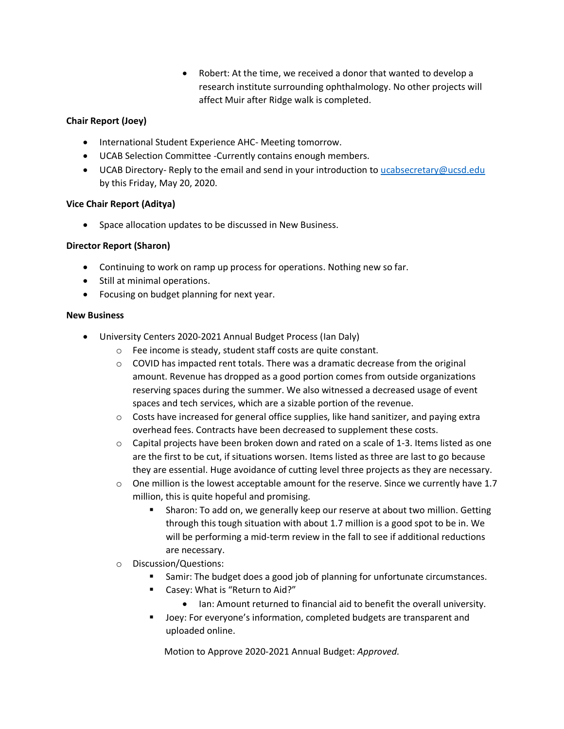- Robert: At the time, we received a donor that wanted to develop a research institute surrounding ophthalmology. No other projects will affect Muir after Ridge walk is completed.

**Chair Report (Joey)**

- International Student Experience AHC- Meeting tomorrow.
- UCAB Selection Committee -Currently contains enough members.
- UCAB Directory- Reply to the email and send in your introduction to ucabsecretary@ucsd.edu by this Friday, May 20, 2020.

**Vice Chair Report (Aditya)**

- Space allocation updates to be discussed in New Business.

**Director Report (Sharon)**

- Continuing to work on ramp up process for operations. Nothing new so far.
- Still at minimal operations.
- Focusing on budget planning for next year.

**New Business**

- University Centers 2020-2021 Annual Budget Process (Ian Daly)
  - Fee income is steady, student staff costs are quite constant.
  - COVID has impacted rent totals. There was a dramatic decrease from the original amount. Revenue has dropped as a good portion comes from outside organizations reserving spaces during the summer. We also witnessed a decreased usage of event spaces and tech services, which are a sizable portion of the revenue.
  - Costs have increased for general office supplies, like hand sanitizer, and paying extra overhead fees. Contracts have been decreased to supplement these costs.
  - Capital projects have been broken down and rated on a scale of 1-3. Items listed as one are the first to be cut, if situations worsen. Items listed as three are last to go because they are essential. Huge avoidance of cutting level three projects as they are necessary.
  - One million is the lowest acceptable amount for the reserve. Since we currently have 1.7 million, this is quite hopeful and promising.
    - Sharon: To add on, we generally keep our reserve at about two million. Getting through this tough situation with about 1.7 million is a good spot to be in. We will be performing a mid-term review in the fall to see if additional reductions are necessary.
  - Discussion/Questions:
    - Samir: The budget does a good job of planning for unfortunate circumstances.
    - Casey: What is "Return to Aid?"
      - Ian: Amount returned to financial aid to benefit the overall university.
    - Joey: For everyone's information, completed budgets are transparent and uploaded online.

    Motion to Approve 2020-2021 Annual Budget: *Approved.*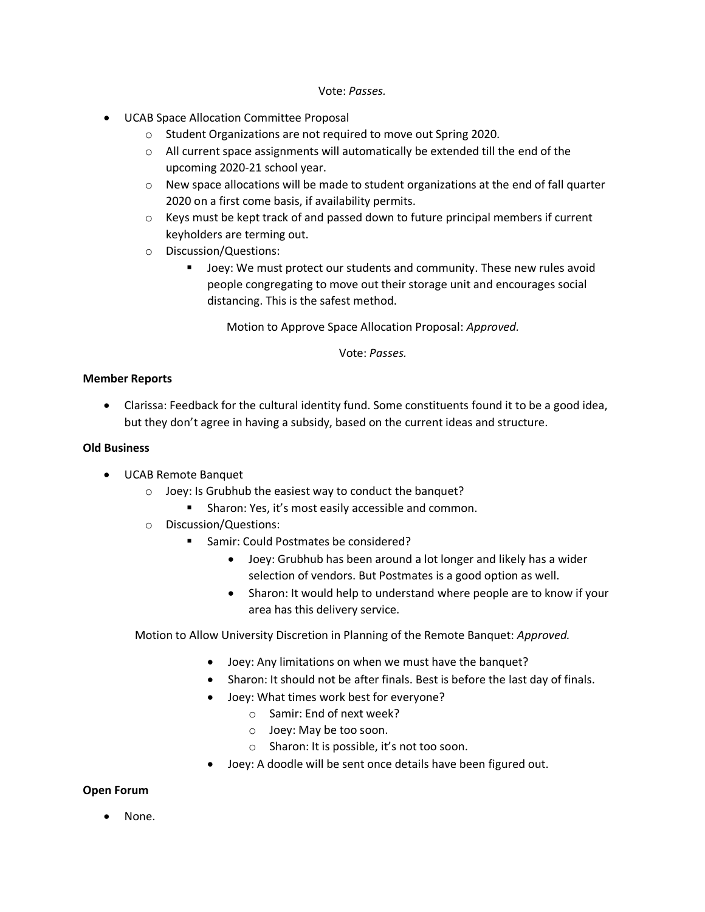Vote: *Passes.*

- UCAB Space Allocation Committee Proposal
    - Student Organizations are not required to move out Spring 2020.
    - All current space assignments will automatically be extended till the end of the upcoming 2020-21 school year.
    - New space allocations will be made to student organizations at the end of fall quarter 2020 on a first come basis, if availability permits.
    - Keys must be kept track of and passed down to future principal members if current keyholders are terming out.
    - Discussion/Questions:
        - Joey: We must protect our students and community. These new rules avoid people congregating to move out their storage unit and encourages social distancing. This is the safest method.

Motion to Approve Space Allocation Proposal: *Approved.*

Vote: *Passes.*

**Member Reports**

- Clarissa: Feedback for the cultural identity fund. Some constituents found it to be a good idea, but they don't agree in having a subsidy, based on the current ideas and structure.

**Old Business**

- UCAB Remote Banquet
    - Joey: Is Grubhub the easiest way to conduct the banquet?
        - Sharon: Yes, it's most easily accessible and common.
    - Discussion/Questions:
        - Samir: Could Postmates be considered?
            - Joey: Grubhub has been around a lot longer and likely has a wider selection of vendors. But Postmates is a good option as well.
            - Sharon: It would help to understand where people are to know if your area has this delivery service.

Motion to Allow University Discretion in Planning of the Remote Banquet: *Approved.*

- Joey: Any limitations on when we must have the banquet?
- Sharon: It should not be after finals. Best is before the last day of finals.
- Joey: What times work best for everyone?
    - Samir: End of next week?
    - Joey: May be too soon.
    - Sharon: It is possible, it's not too soon.
- Joey: A doodle will be sent once details have been figured out.

**Open Forum**

- None.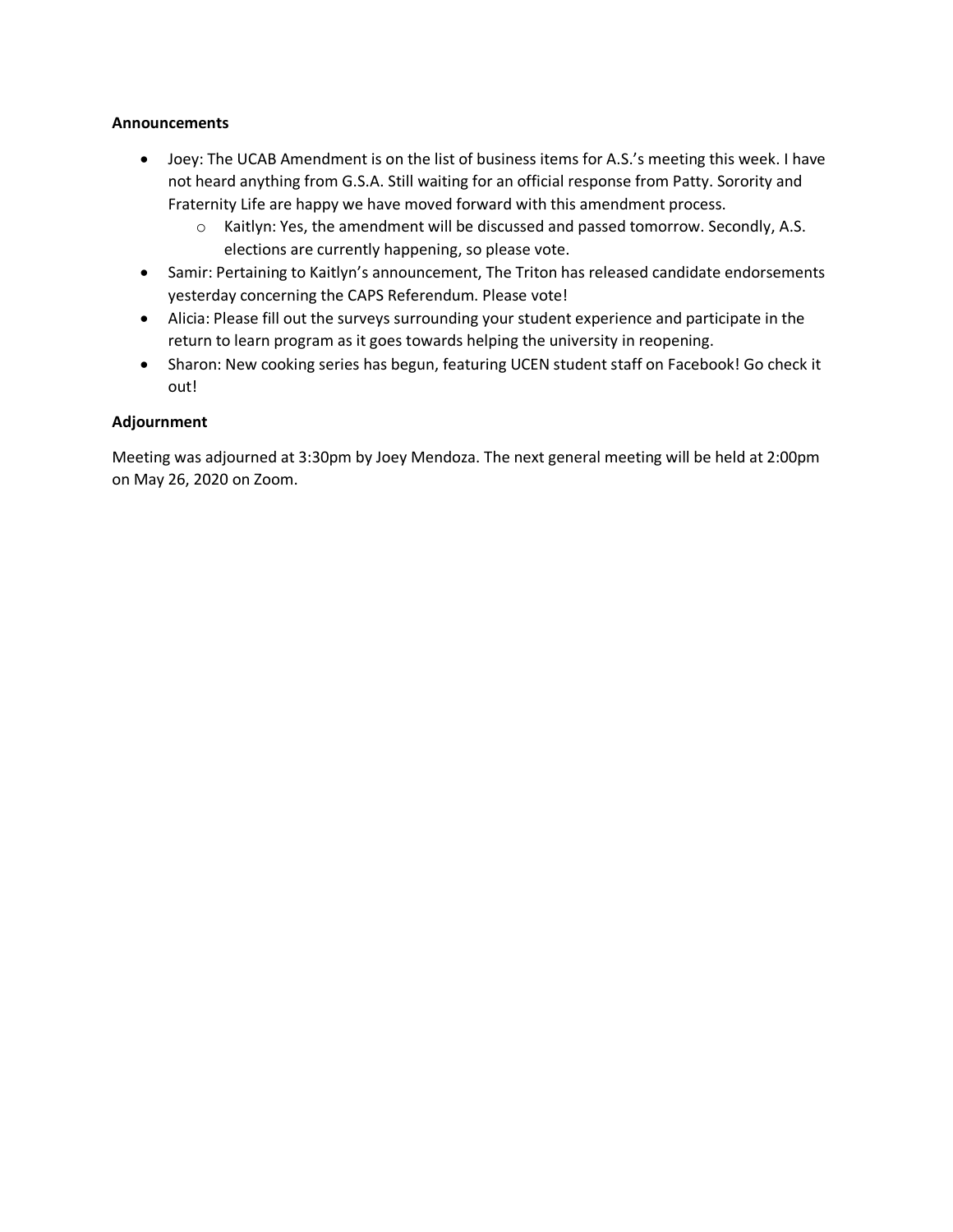**Announcements**

- Joey: The UCAB Amendment is on the list of business items for A.S.'s meeting this week. I have not heard anything from G.S.A. Still waiting for an official response from Patty. Sorority and Fraternity Life are happy we have moved forward with this amendment process.
  - Kaitlyn: Yes, the amendment will be discussed and passed tomorrow. Secondly, A.S. elections are currently happening, so please vote.
- Samir: Pertaining to Kaitlyn's announcement, The Triton has released candidate endorsements yesterday concerning the CAPS Referendum. Please vote!
- Alicia: Please fill out the surveys surrounding your student experience and participate in the return to learn program as it goes towards helping the university in reopening.
- Sharon: New cooking series has begun, featuring UCEN student staff on Facebook! Go check it out!

**Adjournment**

Meeting was adjourned at 3:30pm by Joey Mendoza. The next general meeting will be held at 2:00pm on May 26, 2020 on Zoom.